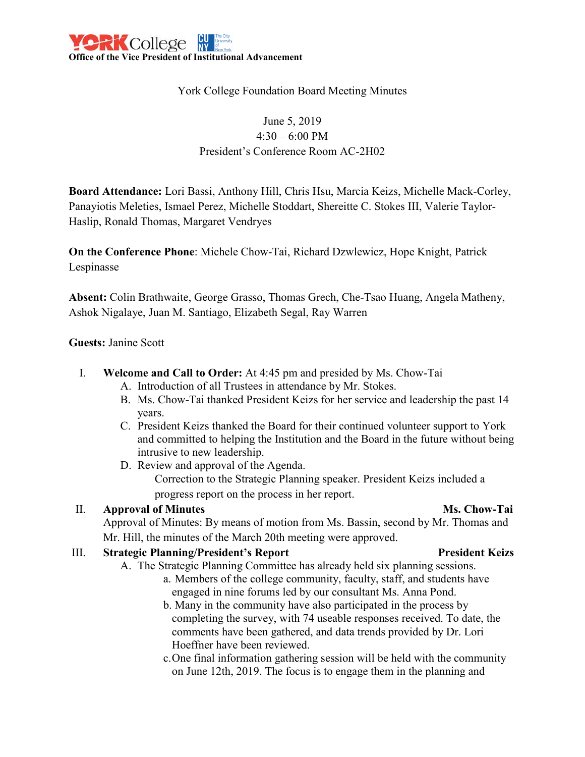**Office of the Vice President of Institutional Advancement**

York College Foundation Board Meeting Minutes

June 5, 2019
4:30 – 6:00 PM
President's Conference Room AC-2H02

**Board Attendance:** Lori Bassi, Anthony Hill, Chris Hsu, Marcia Keizs, Michelle Mack-Corley, Panayiotis Meleties, Ismael Perez, Michelle Stoddart, Shereitte C. Stokes III, Valerie Taylor-Haslip, Ronald Thomas, Margaret Vendryes

**On the Conference Phone**: Michele Chow-Tai, Richard Dzwlewicz, Hope Knight, Patrick Lespinasse

**Absent:** Colin Brathwaite, George Grasso, Thomas Grech, Che-Tsao Huang, Angela Matheny, Ashok Nigalaye, Juan M. Santiago, Elizabeth Segal, Ray Warren

**Guests:** Janine Scott

I. **Welcome and Call to Order:** At 4:45 pm and presided by Ms. Chow-Tai
   A. Introduction of all Trustees in attendance by Mr. Stokes.
   B. Ms. Chow-Tai thanked President Keizs for her service and leadership the past 14 years.
   C. President Keizs thanked the Board for their continued volunteer support to York and committed to helping the Institution and the Board in the future without being intrusive to new leadership.
   D. Review and approval of the Agenda.
      Correction to the Strategic Planning speaker. President Keizs included a progress report on the process in her report.

II. **Approval of Minutes** **Ms. Chow-Tai**
   Approval of Minutes: By means of motion from Ms. Bassin, second by Mr. Thomas and Mr. Hill, the minutes of the March 20th meeting were approved.

III. **Strategic Planning/President's Report** **President Keizs**
   A. The Strategic Planning Committee has already held six planning sessions.
      a. Members of the college community, faculty, staff, and students have engaged in nine forums led by our consultant Ms. Anna Pond.
      b. Many in the community have also participated in the process by completing the survey, with 74 useable responses received. To date, the comments have been gathered, and data trends provided by Dr. Lori Hoeffner have been reviewed.
      c. One final information gathering session will be held with the community on June 12th, 2019. The focus is to engage them in the planning and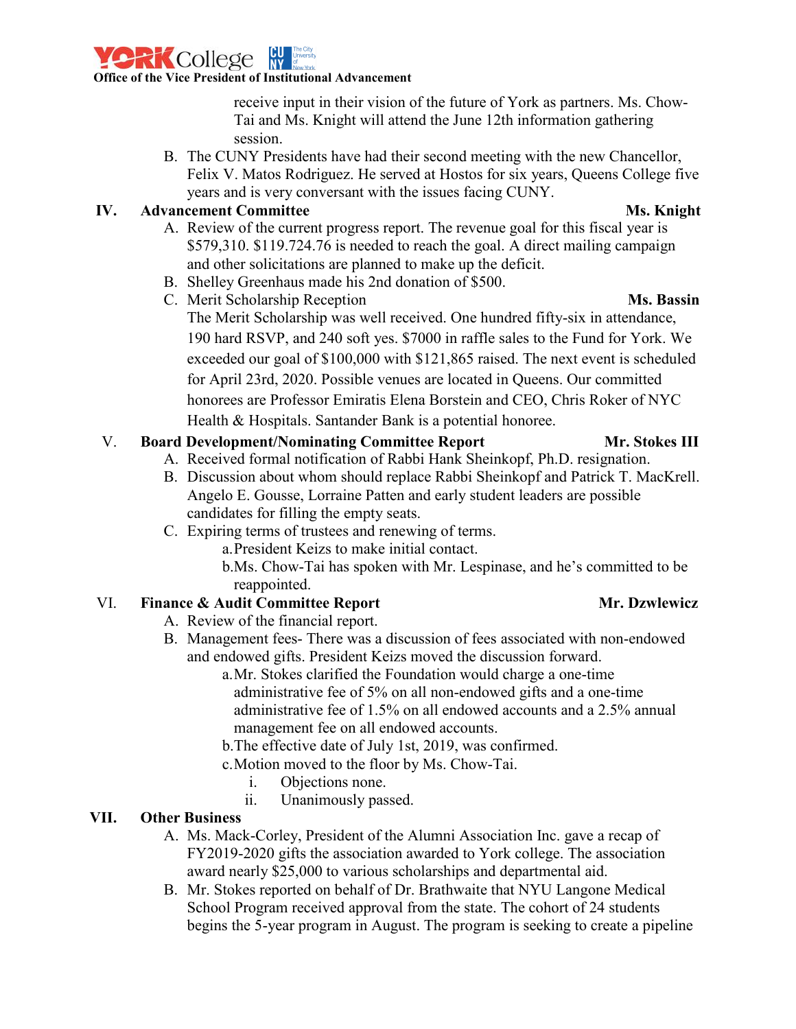receive input in their vision of the future of York as partners. Ms. Chow-Tai and Ms. Knight will attend the June 12th information gathering session.

B. The CUNY Presidents have had their second meeting with the new Chancellor, Felix V. Matos Rodriguez. He served at Hostos for six years, Queens College five years and is very conversant with the issues facing CUNY.

## IV. Advancement Committee — Ms. Knight

A. Review of the current progress report. The revenue goal for this fiscal year is $579,310. $119.724.76 is needed to reach the goal. A direct mailing campaign and other solicitations are planned to make up the deficit.

B. Shelley Greenhaus made his 2nd donation of $500.

C. Merit Scholarship Reception — **Ms. Bassin**

The Merit Scholarship was well received. One hundred fifty-six in attendance, 190 hard RSVP, and 240 soft yes. $7000 in raffle sales to the Fund for York. We exceeded our goal of $100,000 with $121,865 raised. The next event is scheduled for April 23rd, 2020. Possible venues are located in Queens. Our committed honorees are Professor Emiratis Elena Borstein and CEO, Chris Roker of NYC Health & Hospitals. Santander Bank is a potential honoree.

## V. Board Development/Nominating Committee Report — Mr. Stokes III

A. Received formal notification of Rabbi Hank Sheinkopf, Ph.D. resignation.

B. Discussion about whom should replace Rabbi Sheinkopf and Patrick T. MacKrell. Angelo E. Gousse, Lorraine Patten and early student leaders are possible candidates for filling the empty seats.

C. Expiring terms of trustees and renewing of terms.

  a. President Keizs to make initial contact.

  b. Ms. Chow-Tai has spoken with Mr. Lespinase, and he's committed to be reappointed.

## VI. Finance & Audit Committee Report — Mr. Dzwlewicz

A. Review of the financial report.

B. Management fees- There was a discussion of fees associated with non-endowed and endowed gifts. President Keizs moved the discussion forward.

  a. Mr. Stokes clarified the Foundation would charge a one-time administrative fee of 5% on all non-endowed gifts and a one-time administrative fee of 1.5% on all endowed accounts and a 2.5% annual management fee on all endowed accounts.

  b. The effective date of July 1st, 2019, was confirmed.

  c. Motion moved to the floor by Ms. Chow-Tai.

    i. Objections none.

    ii. Unanimously passed.

## VII. Other Business

A. Ms. Mack-Corley, President of the Alumni Association Inc. gave a recap of FY2019-2020 gifts the association awarded to York college. The association award nearly $25,000 to various scholarships and departmental aid.

B. Mr. Stokes reported on behalf of Dr. Brathwaite that NYU Langone Medical School Program received approval from the state. The cohort of 24 students begins the 5-year program in August. The program is seeking to create a pipeline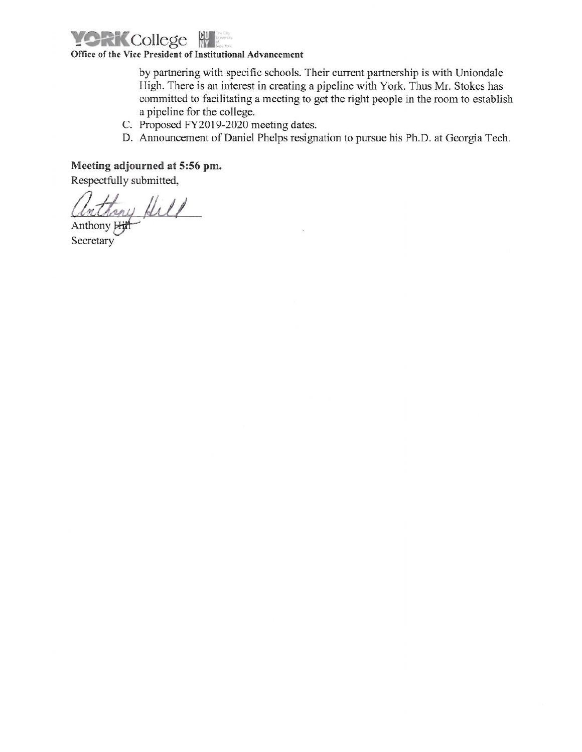by partnering with specific schools. Their current partnership is with Uniondale High. There is an interest in creating a pipeline with York. Thus Mr. Stokes has committed to facilitating a meeting to get the right people in the room to establish a pipeline for the college.

C. Proposed FY2019-2020 meeting dates.
D. Announcement of Daniel Phelps resignation to pursue his Ph.D. at Georgia Tech.

**Meeting adjourned at 5:56 pm.**

Respectfully submitted,

Anthony Hill

Anthony Hill
Secretary